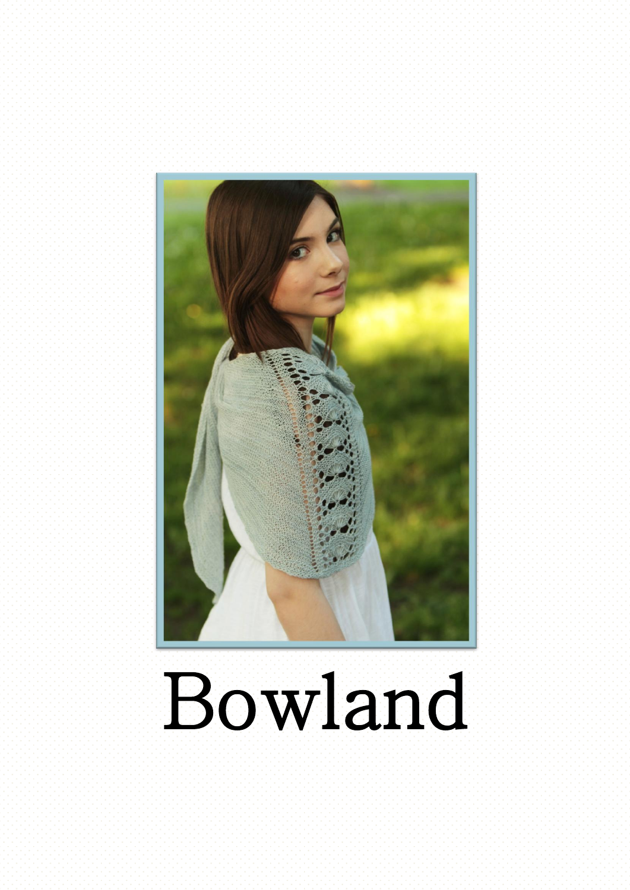# Bowland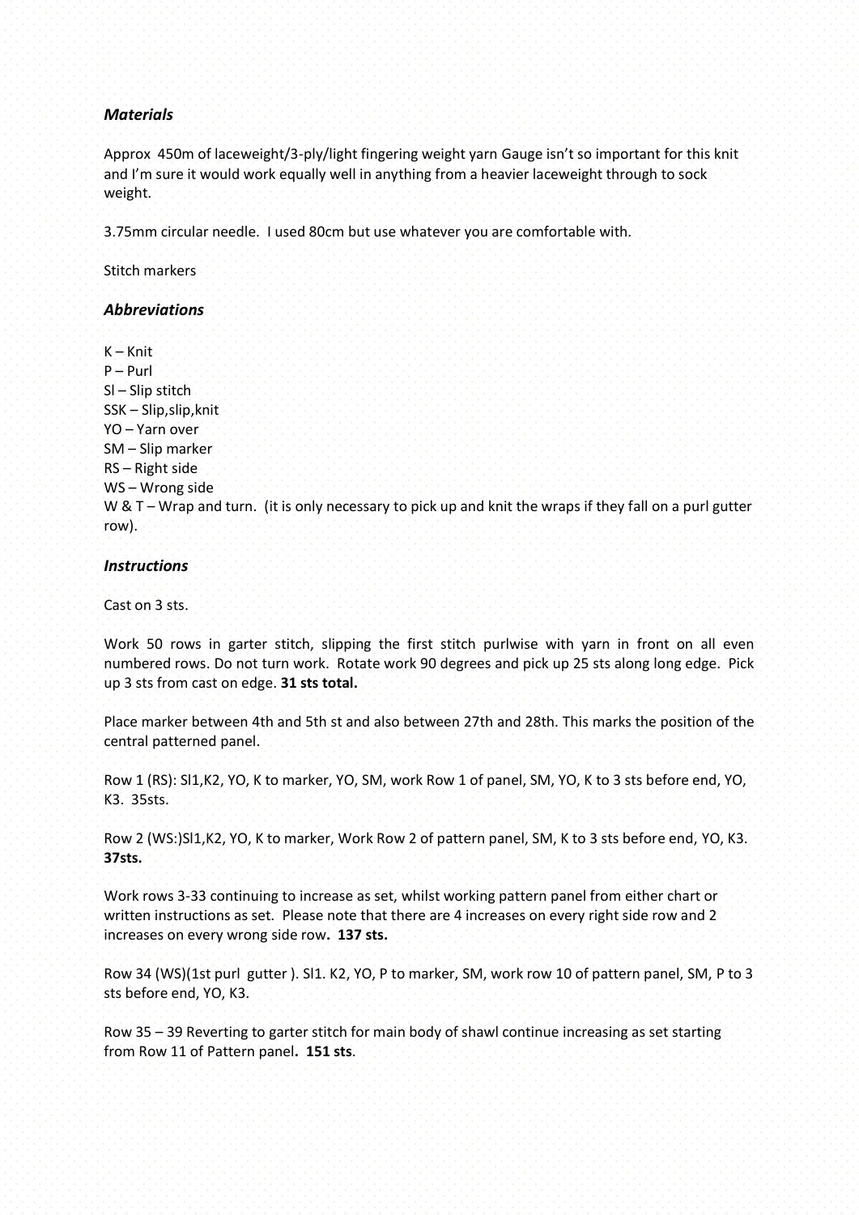### *Materials*

Approx 450m of laceweight/3-ply/light fingering weight yarn Gauge isn't so important for this knit and I'm sure it would work equally well in anything from a heavier laceweight through to sock weight.

3.75mm circular needle. I used 80cm but use whatever you are comfortable with.

Stitch markers

### *Abbreviations*

K – Knit
P – Purl
Sl – Slip stitch
SSK – Slip,slip,knit
YO – Yarn over
SM – Slip marker
RS – Right side
WS – Wrong side
W & T – Wrap and turn. (it is only necessary to pick up and knit the wraps if they fall on a purl gutter row).

### *Instructions*

Cast on 3 sts.

Work 50 rows in garter stitch, slipping the first stitch purlwise with yarn in front on all even numbered rows. Do not turn work. Rotate work 90 degrees and pick up 25 sts along long edge. Pick up 3 sts from cast on edge. **31 sts total.**

Place marker between 4th and 5th st and also between 27th and 28th. This marks the position of the central patterned panel.

Row 1 (RS): Sl1,K2, YO, K to marker, YO, SM, work Row 1 of panel, SM, YO, K to 3 sts before end, YO, K3. 35sts.

Row 2 (WS:)Sl1,K2, YO, K to marker, Work Row 2 of pattern panel, SM, K to 3 sts before end, YO, K3. **37sts.**

Work rows 3-33 continuing to increase as set, whilst working pattern panel from either chart or written instructions as set. Please note that there are 4 increases on every right side row and 2 increases on every wrong side row**. 137 sts.**

Row 34 (WS)(1st purl gutter ). Sl1. K2, YO, P to marker, SM, work row 10 of pattern panel, SM, P to 3 sts before end, YO, K3.

Row 35 – 39 Reverting to garter stitch for main body of shawl continue increasing as set starting from Row 11 of Pattern panel**. 151 sts**.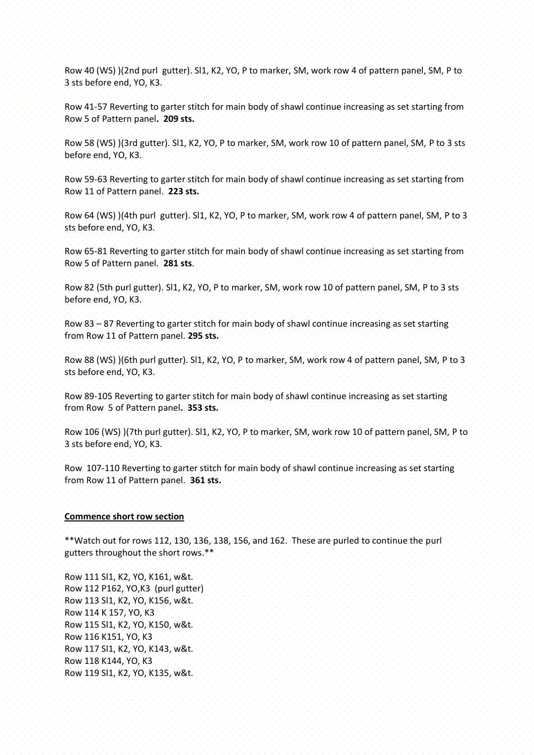Row 40 (WS) )(2nd purl gutter). Sl1, K2, YO, P to marker, SM, work row 4 of pattern panel, SM, P to 3 sts before end, YO, K3.

Row 41-57 Reverting to garter stitch for main body of shawl continue increasing as set starting from Row 5 of Pattern panel**. 209 sts.**

Row 58 (WS) )(3rd gutter). Sl1, K2, YO, P to marker, SM, work row 10 of pattern panel, SM, P to 3 sts before end, YO, K3.

Row 59-63 Reverting to garter stitch for main body of shawl continue increasing as set starting from Row 11 of Pattern panel. **223 sts.**

Row 64 (WS) )(4th purl gutter). Sl1, K2, YO, P to marker, SM, work row 4 of pattern panel, SM, P to 3 sts before end, YO, K3.

Row 65-81 Reverting to garter stitch for main body of shawl continue increasing as set starting from Row 5 of Pattern panel. **281 sts**.

Row 82 (5th purl gutter). Sl1, K2, YO, P to marker, SM, work row 10 of pattern panel, SM, P to 3 sts before end, YO, K3.

Row 83 – 87 Reverting to garter stitch for main body of shawl continue increasing as set starting from Row 11 of Pattern panel. **295 sts.**

Row 88 (WS) )(6th purl gutter). Sl1, K2, YO, P to marker, SM, work row 4 of pattern panel, SM, P to 3 sts before end, YO, K3.

Row 89-105 Reverting to garter stitch for main body of shawl continue increasing as set starting from Row 5 of Pattern panel**. 353 sts.**

Row 106 (WS) )(7th purl gutter). Sl1, K2, YO, P to marker, SM, work row 10 of pattern panel, SM, P to 3 sts before end, YO, K3.

Row 107-110 Reverting to garter stitch for main body of shawl continue increasing as set starting from Row 11 of Pattern panel. **361 sts.**

**<u>Commence short row section</u>**

**Watch out for rows 112, 130, 136, 138, 156, and 162. These are purled to continue the purl gutters throughout the short rows.**

Row 111 Sl1, K2, YO, K161, w&t.
Row 112 P162, YO,K3 (purl gutter)
Row 113 Sl1, K2, YO, K156, w&t.
Row 114 K 157, YO, K3
Row 115 Sl1, K2, YO, K150, w&t.
Row 116 K151, YO, K3
Row 117 Sl1, K2, YO, K143, w&t.
Row 118 K144, YO, K3
Row 119 Sl1, K2, YO, K135, w&t.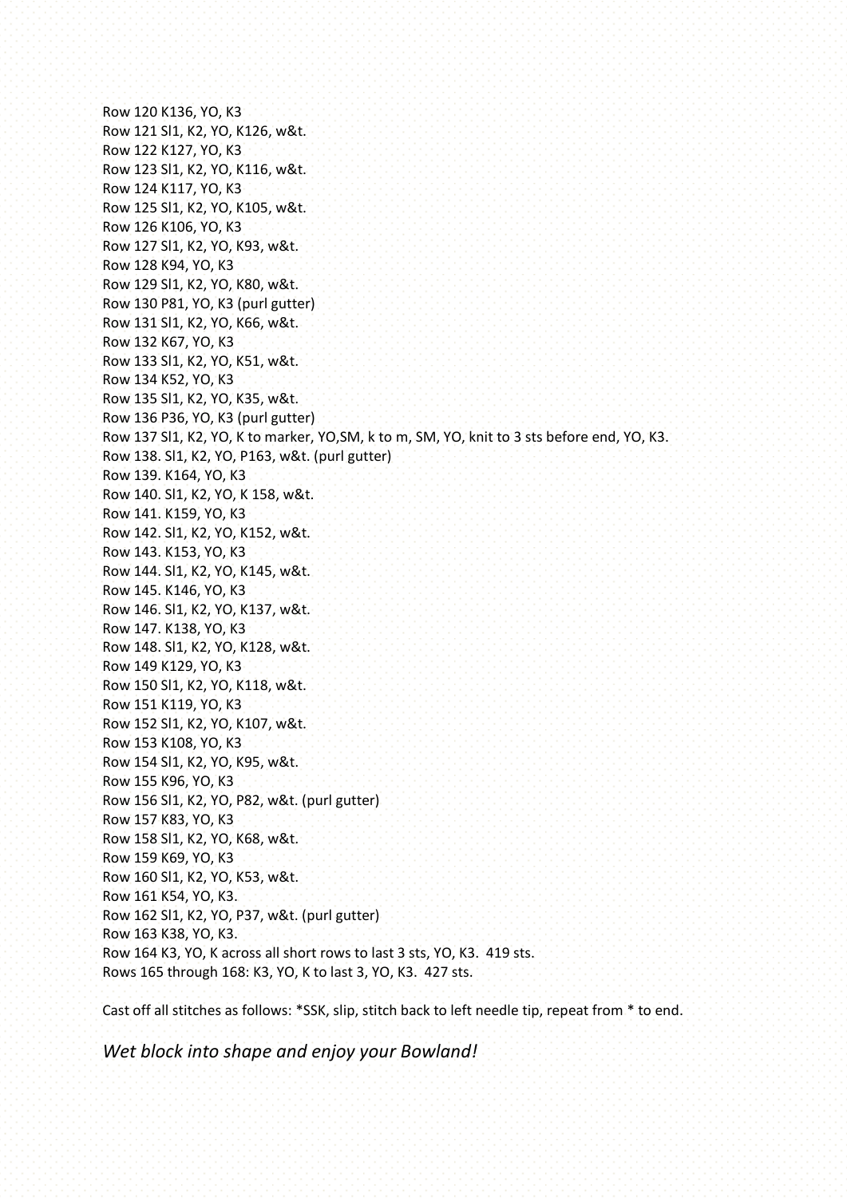Row 120 K136, YO, K3
Row 121 Sl1, K2, YO, K126, w&t.
Row 122 K127, YO, K3
Row 123 Sl1, K2, YO, K116, w&t.
Row 124 K117, YO, K3
Row 125 Sl1, K2, YO, K105, w&t.
Row 126 K106, YO, K3
Row 127 Sl1, K2, YO, K93, w&t.
Row 128 K94, YO, K3
Row 129 Sl1, K2, YO, K80, w&t.
Row 130 P81, YO, K3 (purl gutter)
Row 131 Sl1, K2, YO, K66, w&t.
Row 132 K67, YO, K3
Row 133 Sl1, K2, YO, K51, w&t.
Row 134 K52, YO, K3
Row 135 Sl1, K2, YO, K35, w&t.
Row 136 P36, YO, K3 (purl gutter)
Row 137 Sl1, K2, YO, K to marker, YO,SM, k to m, SM, YO, knit to 3 sts before end, YO, K3.
Row 138. Sl1, K2, YO, P163, w&t. (purl gutter)
Row 139. K164, YO, K3
Row 140. Sl1, K2, YO, K 158, w&t.
Row 141. K159, YO, K3
Row 142. Sl1, K2, YO, K152, w&t.
Row 143. K153, YO, K3
Row 144. Sl1, K2, YO, K145, w&t.
Row 145. K146, YO, K3
Row 146. Sl1, K2, YO, K137, w&t.
Row 147. K138, YO, K3
Row 148. Sl1, K2, YO, K128, w&t.
Row 149 K129, YO, K3
Row 150 Sl1, K2, YO, K118, w&t.
Row 151 K119, YO, K3
Row 152 Sl1, K2, YO, K107, w&t.
Row 153 K108, YO, K3
Row 154 Sl1, K2, YO, K95, w&t.
Row 155 K96, YO, K3
Row 156 Sl1, K2, YO, P82, w&t. (purl gutter)
Row 157 K83, YO, K3
Row 158 Sl1, K2, YO, K68, w&t.
Row 159 K69, YO, K3
Row 160 Sl1, K2, YO, K53, w&t.
Row 161 K54, YO, K3.
Row 162 Sl1, K2, YO, P37, w&t. (purl gutter)
Row 163 K38, YO, K3.
Row 164 K3, YO, K across all short rows to last 3 sts, YO, K3. 419 sts.
Rows 165 through 168: K3, YO, K to last 3, YO, K3. 427 sts.

Cast off all stitches as follows: *SSK, slip, stitch back to left needle tip, repeat from * to end.

*Wet block into shape and enjoy your Bowland!*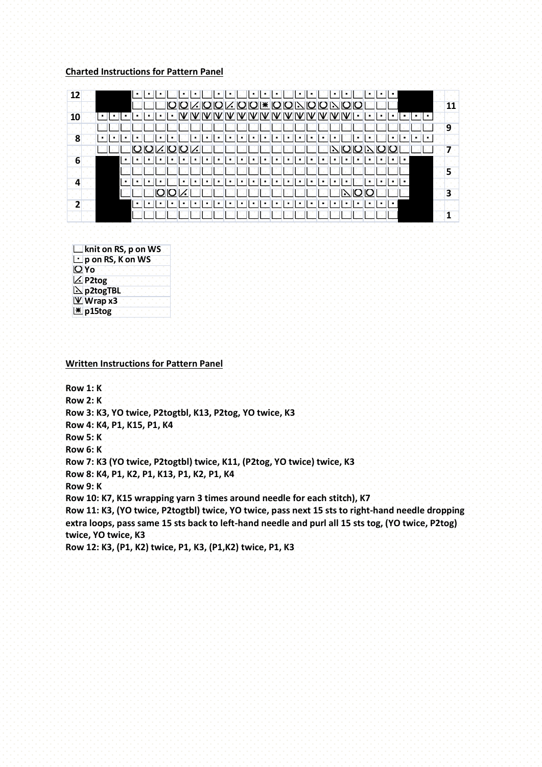## Charted Instructions for Pattern Panel

12
11
10
9
8
7
6
5
4
3
2
1

| | |
|---|---|
| ☐ | knit on RS, p on WS |
| ⊡ | p on RS, K on WS |
| O | Yo |
| ⟋ | P2tog |
| ⟍ | p2togTBL |
| V | Wrap x3 |
| ✱ | p15tog |

## Written Instructions for Pattern Panel

**Row 1: K**

**Row 2: K**

**Row 3: K3, YO twice, P2togtbl, K13, P2tog, YO twice, K3**

**Row 4: K4, P1, K15, P1, K4**

**Row 5: K**

**Row 6: K**

**Row 7: K3 (YO twice, P2togtbl) twice, K11, (P2tog, YO twice) twice, K3**

**Row 8: K4, P1, K2, P1, K13, P1, K2, P1, K4**

**Row 9: K**

**Row 10: K7, K15 wrapping yarn 3 times around needle for each stitch), K7**

**Row 11: K3, (YO twice, P2togtbl) twice, YO twice, pass next 15 sts to right-hand needle dropping extra loops, pass same 15 sts back to left-hand needle and purl all 15 sts tog, (YO twice, P2tog) twice, YO twice, K3**

**Row 12: K3, (P1, K2) twice, P1, K3, (P1,K2) twice, P1, K3**